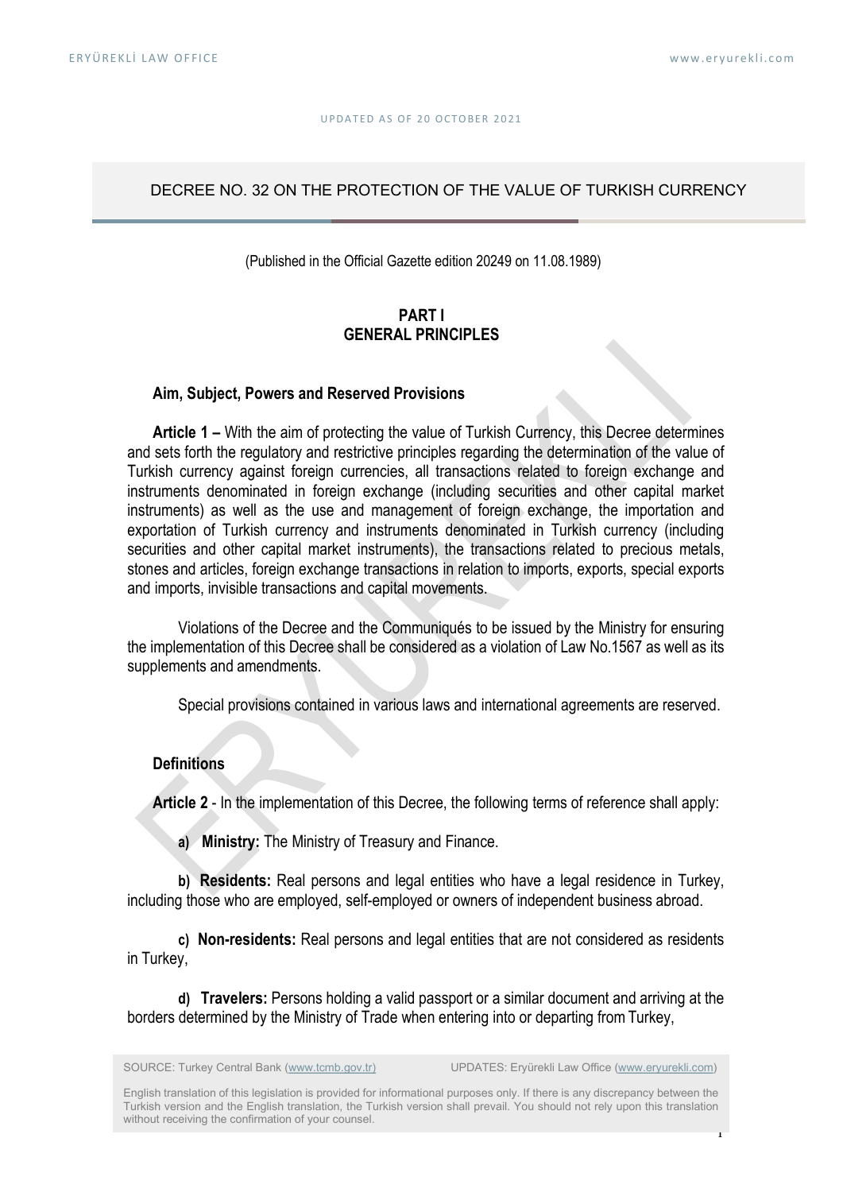UPDATED AS OF 20 OCTOBER 2021

# DECREE NO. 32 ON THE PROTECTION OF THE VALUE OF TURKISH CURRENCY

(Published in the Official Gazette edition 20249 on 11.08.1989)

## PART I
## GENERAL PRINCIPLES

### Aim, Subject, Powers and Reserved Provisions

**Article 1 –** With the aim of protecting the value of Turkish Currency, this Decree determines and sets forth the regulatory and restrictive principles regarding the determination of the value of Turkish currency against foreign currencies, all transactions related to foreign exchange and instruments denominated in foreign exchange (including securities and other capital market instruments) as well as the use and management of foreign exchange, the importation and exportation of Turkish currency and instruments denominated in Turkish currency (including securities and other capital market instruments), the transactions related to precious metals, stones and articles, foreign exchange transactions in relation to imports, exports, special exports and imports, invisible transactions and capital movements.

Violations of the Decree and the Communiqués to be issued by the Ministry for ensuring the implementation of this Decree shall be considered as a violation of Law No.1567 as well as its supplements and amendments.

Special provisions contained in various laws and international agreements are reserved.

### Definitions

**Article 2** - In the implementation of this Decree, the following terms of reference shall apply:

**a) Ministry:** The Ministry of Treasury and Finance.

**b) Residents:** Real persons and legal entities who have a legal residence in Turkey, including those who are employed, self-employed or owners of independent business abroad.

**c) Non-residents:** Real persons and legal entities that are not considered as residents in Turkey,

**d) Travelers:** Persons holding a valid passport or a similar document and arriving at the borders determined by the Ministry of Trade when entering into or departing from Turkey,

SOURCE: Turkey Central Bank (www.tcmb.gov.tr) UPDATES: Eryürekli Law Office (www.eryurekli.com)

English translation of this legislation is provided for informational purposes only. If there is any discrepancy between the Turkish version and the English translation, the Turkish version shall prevail. You should not rely upon this translation without receiving the confirmation of your counsel.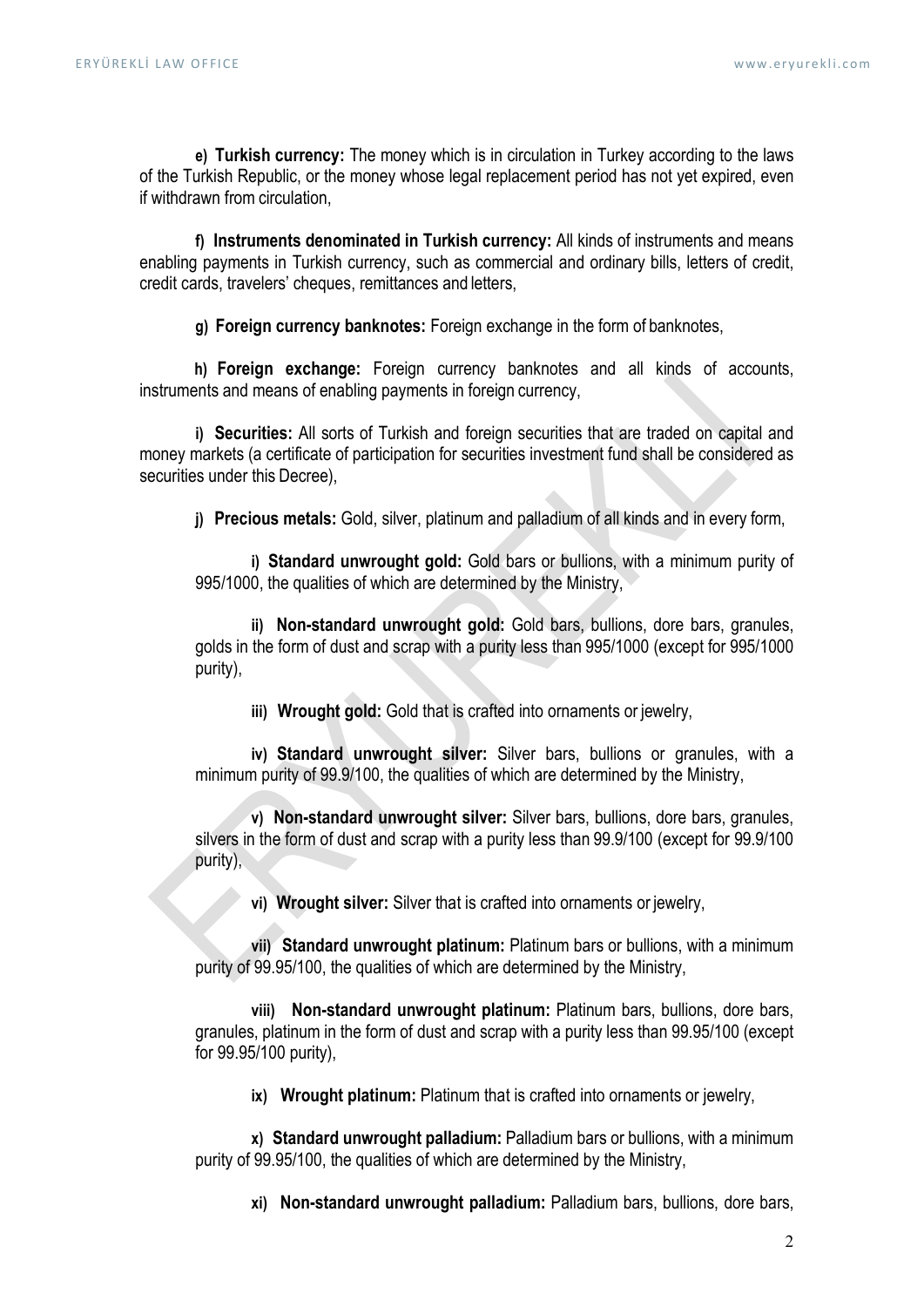**e) Turkish currency:** The money which is in circulation in Turkey according to the laws of the Turkish Republic, or the money whose legal replacement period has not yet expired, even if withdrawn from circulation,

**f) Instruments denominated in Turkish currency:** All kinds of instruments and means enabling payments in Turkish currency, such as commercial and ordinary bills, letters of credit, credit cards, travelers' cheques, remittances and letters,

**g) Foreign currency banknotes:** Foreign exchange in the form of banknotes,

**h) Foreign exchange:** Foreign currency banknotes and all kinds of accounts, instruments and means of enabling payments in foreign currency,

**i) Securities:** All sorts of Turkish and foreign securities that are traded on capital and money markets (a certificate of participation for securities investment fund shall be considered as securities under this Decree),

**j) Precious metals:** Gold, silver, platinum and palladium of all kinds and in every form,

> **i) Standard unwrought gold:** Gold bars or bullions, with a minimum purity of 995/1000, the qualities of which are determined by the Ministry,
>
> **ii) Non-standard unwrought gold:** Gold bars, bullions, dore bars, granules, golds in the form of dust and scrap with a purity less than 995/1000 (except for 995/1000 purity),
>
> **iii) Wrought gold:** Gold that is crafted into ornaments or jewelry,
>
> **iv) Standard unwrought silver:** Silver bars, bullions or granules, with a minimum purity of 99.9/100, the qualities of which are determined by the Ministry,
>
> **v) Non-standard unwrought silver:** Silver bars, bullions, dore bars, granules, silvers in the form of dust and scrap with a purity less than 99.9/100 (except for 99.9/100 purity),
>
> **vi) Wrought silver:** Silver that is crafted into ornaments or jewelry,
>
> **vii) Standard unwrought platinum:** Platinum bars or bullions, with a minimum purity of 99.95/100, the qualities of which are determined by the Ministry,
>
> **viii) Non-standard unwrought platinum:** Platinum bars, bullions, dore bars, granules, platinum in the form of dust and scrap with a purity less than 99.95/100 (except for 99.95/100 purity),
>
> **ix) Wrought platinum:** Platinum that is crafted into ornaments or jewelry,
>
> **x) Standard unwrought palladium:** Palladium bars or bullions, with a minimum purity of 99.95/100, the qualities of which are determined by the Ministry,
>
> **xi) Non-standard unwrought palladium:** Palladium bars, bullions, dore bars,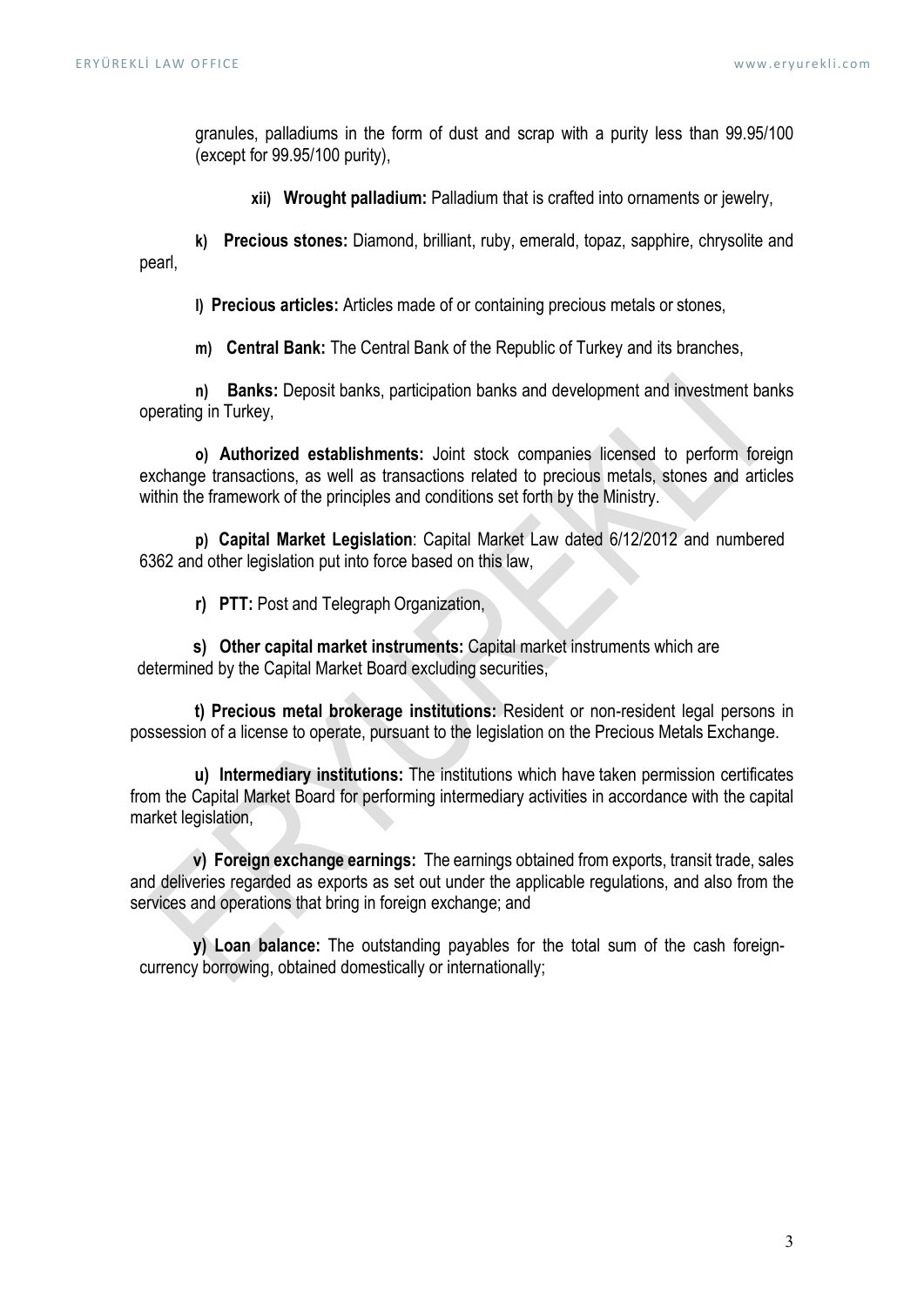granules, palladiums in the form of dust and scrap with a purity less than 99.95/100 (except for 99.95/100 purity),

**xii) Wrought palladium:** Palladium that is crafted into ornaments or jewelry,

**k) Precious stones:** Diamond, brilliant, ruby, emerald, topaz, sapphire, chrysolite and pearl,

**l) Precious articles:** Articles made of or containing precious metals or stones,

**m) Central Bank:** The Central Bank of the Republic of Turkey and its branches,

**n) Banks:** Deposit banks, participation banks and development and investment banks operating in Turkey,

**o) Authorized establishments:** Joint stock companies licensed to perform foreign exchange transactions, as well as transactions related to precious metals, stones and articles within the framework of the principles and conditions set forth by the Ministry.

**p) Capital Market Legislation**: Capital Market Law dated 6/12/2012 and numbered 6362 and other legislation put into force based on this law,

**r) PTT:** Post and Telegraph Organization,

**s) Other capital market instruments:** Capital market instruments which are determined by the Capital Market Board excluding securities,

**t) Precious metal brokerage institutions:** Resident or non-resident legal persons in possession of a license to operate, pursuant to the legislation on the Precious Metals Exchange.

**u) Intermediary institutions:** The institutions which have taken permission certificates from the Capital Market Board for performing intermediary activities in accordance with the capital market legislation,

**v) Foreign exchange earnings:** The earnings obtained from exports, transit trade, sales and deliveries regarded as exports as set out under the applicable regulations, and also from the services and operations that bring in foreign exchange; and

**y) Loan balance:** The outstanding payables for the total sum of the cash foreign-currency borrowing, obtained domestically or internationally;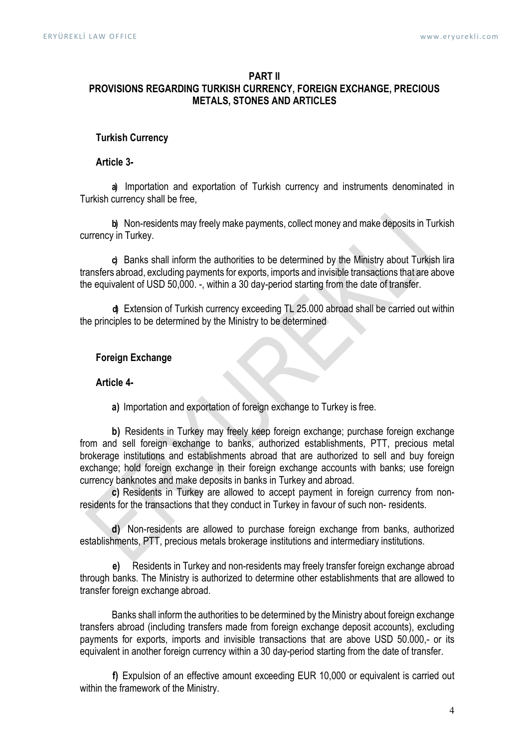## PART II
## PROVISIONS REGARDING TURKISH CURRENCY, FOREIGN EXCHANGE, PRECIOUS METALS, STONES AND ARTICLES

### Turkish Currency

**Article 3-**

**a)** Importation and exportation of Turkish currency and instruments denominated in Turkish currency shall be free,

**b)** Non-residents may freely make payments, collect money and make deposits in Turkish currency in Turkey.

**c)** Banks shall inform the authorities to be determined by the Ministry about Turkish lira transfers abroad, excluding payments for exports, imports and invisible transactions that are above the equivalent of USD 50,000. -, within a 30 day-period starting from the date of transfer.

**d)** Extension of Turkish currency exceeding TL 25.000 abroad shall be carried out within the principles to be determined by the Ministry to be determined

### Foreign Exchange

**Article 4-**

**a)** Importation and exportation of foreign exchange to Turkey is free.

**b)** Residents in Turkey may freely keep foreign exchange; purchase foreign exchange from and sell foreign exchange to banks, authorized establishments, PTT, precious metal brokerage institutions and establishments abroad that are authorized to sell and buy foreign exchange; hold foreign exchange in their foreign exchange accounts with banks; use foreign currency banknotes and make deposits in banks in Turkey and abroad.

**c)** Residents in Turkey are allowed to accept payment in foreign currency from non-residents for the transactions that they conduct in Turkey in favour of such non- residents.

**d)** Non-residents are allowed to purchase foreign exchange from banks, authorized establishments, PTT, precious metals brokerage institutions and intermediary institutions.

**e)** Residents in Turkey and non-residents may freely transfer foreign exchange abroad through banks. The Ministry is authorized to determine other establishments that are allowed to transfer foreign exchange abroad.

Banks shall inform the authorities to be determined by the Ministry about foreign exchange transfers abroad (including transfers made from foreign exchange deposit accounts), excluding payments for exports, imports and invisible transactions that are above USD 50.000,- or its equivalent in another foreign currency within a 30 day-period starting from the date of transfer.

**f)** Expulsion of an effective amount exceeding EUR 10,000 or equivalent is carried out within the framework of the Ministry.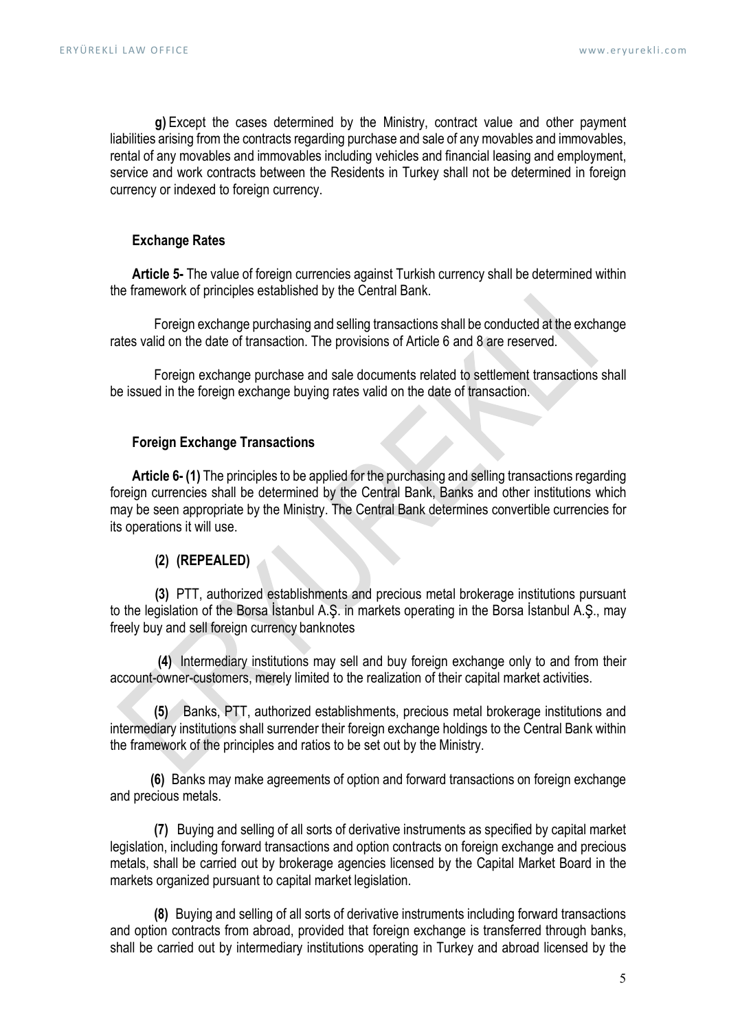**g)** Except the cases determined by the Ministry, contract value and other payment liabilities arising from the contracts regarding purchase and sale of any movables and immovables, rental of any movables and immovables including vehicles and financial leasing and employment, service and work contracts between the Residents in Turkey shall not be determined in foreign currency or indexed to foreign currency.

**Exchange Rates**

**Article 5-** The value of foreign currencies against Turkish currency shall be determined within the framework of principles established by the Central Bank.

Foreign exchange purchasing and selling transactions shall be conducted at the exchange rates valid on the date of transaction. The provisions of Article 6 and 8 are reserved.

Foreign exchange purchase and sale documents related to settlement transactions shall be issued in the foreign exchange buying rates valid on the date of transaction.

**Foreign Exchange Transactions**

**Article 6- (1)** The principles to be applied for the purchasing and selling transactions regarding foreign currencies shall be determined by the Central Bank, Banks and other institutions which may be seen appropriate by the Ministry. The Central Bank determines convertible currencies for its operations it will use.

**(2) (REPEALED)**

**(3)** PTT, authorized establishments and precious metal brokerage institutions pursuant to the legislation of the Borsa İstanbul A.Ş. in markets operating in the Borsa İstanbul A.Ş., may freely buy and sell foreign currency banknotes

**(4)** Intermediary institutions may sell and buy foreign exchange only to and from their account-owner-customers, merely limited to the realization of their capital market activities.

**(5)** Banks, PTT, authorized establishments, precious metal brokerage institutions and intermediary institutions shall surrender their foreign exchange holdings to the Central Bank within the framework of the principles and ratios to be set out by the Ministry.

**(6)** Banks may make agreements of option and forward transactions on foreign exchange and precious metals.

**(7)** Buying and selling of all sorts of derivative instruments as specified by capital market legislation, including forward transactions and option contracts on foreign exchange and precious metals, shall be carried out by brokerage agencies licensed by the Capital Market Board in the markets organized pursuant to capital market legislation.

**(8)** Buying and selling of all sorts of derivative instruments including forward transactions and option contracts from abroad, provided that foreign exchange is transferred through banks, shall be carried out by intermediary institutions operating in Turkey and abroad licensed by the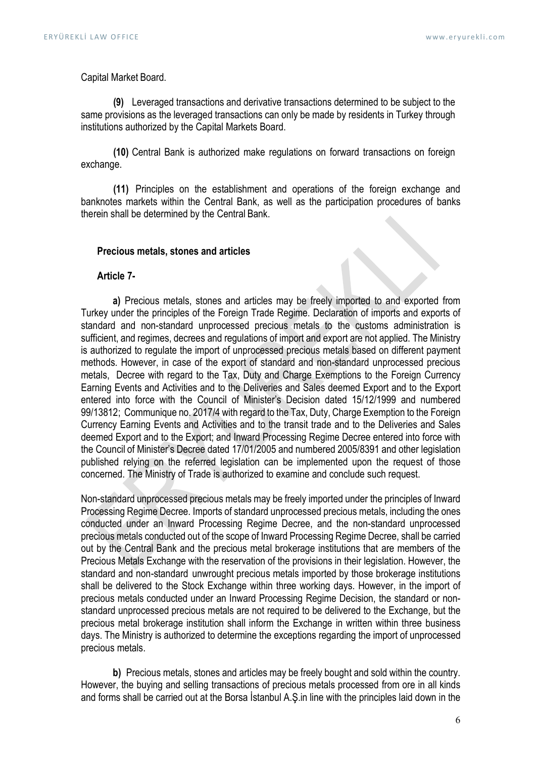Capital Market Board.

**(9)** Leveraged transactions and derivative transactions determined to be subject to the same provisions as the leveraged transactions can only be made by residents in Turkey through institutions authorized by the Capital Markets Board.

**(10)** Central Bank is authorized make regulations on forward transactions on foreign exchange.

**(11)** Principles on the establishment and operations of the foreign exchange and banknotes markets within the Central Bank, as well as the participation procedures of banks therein shall be determined by the Central Bank.

**Precious metals, stones and articles**

**Article 7-**

**a)** Precious metals, stones and articles may be freely imported to and exported from Turkey under the principles of the Foreign Trade Regime. Declaration of imports and exports of standard and non-standard unprocessed precious metals to the customs administration is sufficient, and regimes, decrees and regulations of import and export are not applied. The Ministry is authorized to regulate the import of unprocessed precious metals based on different payment methods. However, in case of the export of standard and non-standard unprocessed precious metals, Decree with regard to the Tax, Duty and Charge Exemptions to the Foreign Currency Earning Events and Activities and to the Deliveries and Sales deemed Export and to the Export entered into force with the Council of Minister's Decision dated 15/12/1999 and numbered 99/13812; Communique no. 2017/4 with regard to the Tax, Duty, Charge Exemption to the Foreign Currency Earning Events and Activities and to the transit trade and to the Deliveries and Sales deemed Export and to the Export; and Inward Processing Regime Decree entered into force with the Council of Minister's Decree dated 17/01/2005 and numbered 2005/8391 and other legislation published relying on the referred legislation can be implemented upon the request of those concerned. The Ministry of Trade is authorized to examine and conclude such request.

Non-standard unprocessed precious metals may be freely imported under the principles of Inward Processing Regime Decree. Imports of standard unprocessed precious metals, including the ones conducted under an Inward Processing Regime Decree, and the non-standard unprocessed precious metals conducted out of the scope of Inward Processing Regime Decree, shall be carried out by the Central Bank and the precious metal brokerage institutions that are members of the Precious Metals Exchange with the reservation of the provisions in their legislation. However, the standard and non-standard unwrought precious metals imported by those brokerage institutions shall be delivered to the Stock Exchange within three working days. However, in the import of precious metals conducted under an Inward Processing Regime Decision, the standard or non-standard unprocessed precious metals are not required to be delivered to the Exchange, but the precious metal brokerage institution shall inform the Exchange in written within three business days. The Ministry is authorized to determine the exceptions regarding the import of unprocessed precious metals.

**b)** Precious metals, stones and articles may be freely bought and sold within the country. However, the buying and selling transactions of precious metals processed from ore in all kinds and forms shall be carried out at the Borsa İstanbul A.Ş.in line with the principles laid down in the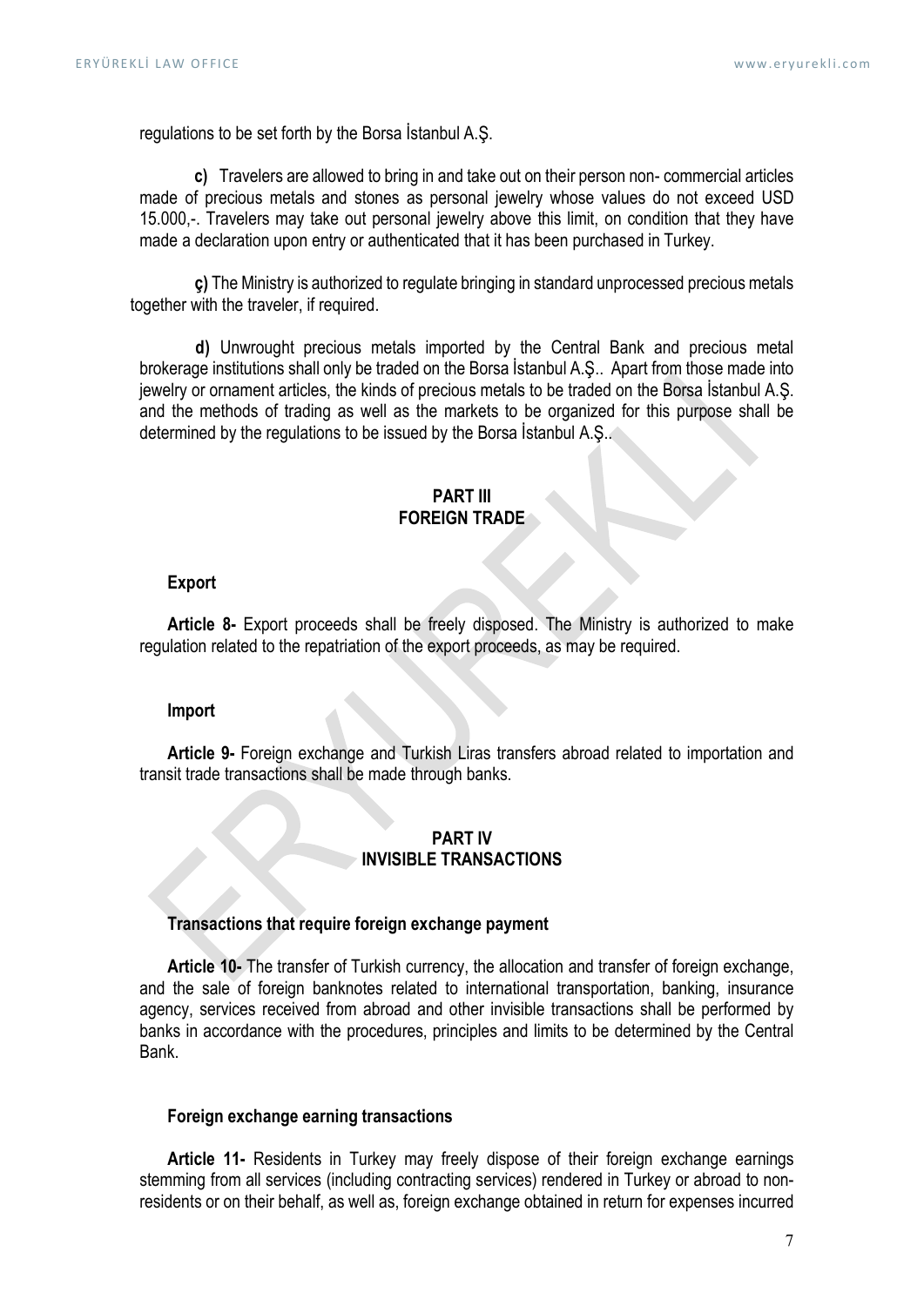regulations to be set forth by the Borsa İstanbul A.Ş.

**c)** Travelers are allowed to bring in and take out on their person non- commercial articles made of precious metals and stones as personal jewelry whose values do not exceed USD 15.000,-. Travelers may take out personal jewelry above this limit, on condition that they have made a declaration upon entry or authenticated that it has been purchased in Turkey.

**ç)** The Ministry is authorized to regulate bringing in standard unprocessed precious metals together with the traveler, if required.

**d)** Unwrought precious metals imported by the Central Bank and precious metal brokerage institutions shall only be traded on the Borsa İstanbul A.Ş.. Apart from those made into jewelry or ornament articles, the kinds of precious metals to be traded on the Borsa İstanbul A.Ş. and the methods of trading as well as the markets to be organized for this purpose shall be determined by the regulations to be issued by the Borsa İstanbul A.Ş..

## PART III
## FOREIGN TRADE

**Export**

**Article 8-** Export proceeds shall be freely disposed. The Ministry is authorized to make regulation related to the repatriation of the export proceeds, as may be required.

**Import**

**Article 9-** Foreign exchange and Turkish Liras transfers abroad related to importation and transit trade transactions shall be made through banks.

## PART IV
## INVISIBLE TRANSACTIONS

**Transactions that require foreign exchange payment**

**Article 10-** The transfer of Turkish currency, the allocation and transfer of foreign exchange, and the sale of foreign banknotes related to international transportation, banking, insurance agency, services received from abroad and other invisible transactions shall be performed by banks in accordance with the procedures, principles and limits to be determined by the Central Bank.

**Foreign exchange earning transactions**

**Article 11-** Residents in Turkey may freely dispose of their foreign exchange earnings stemming from all services (including contracting services) rendered in Turkey or abroad to non-residents or on their behalf, as well as, foreign exchange obtained in return for expenses incurred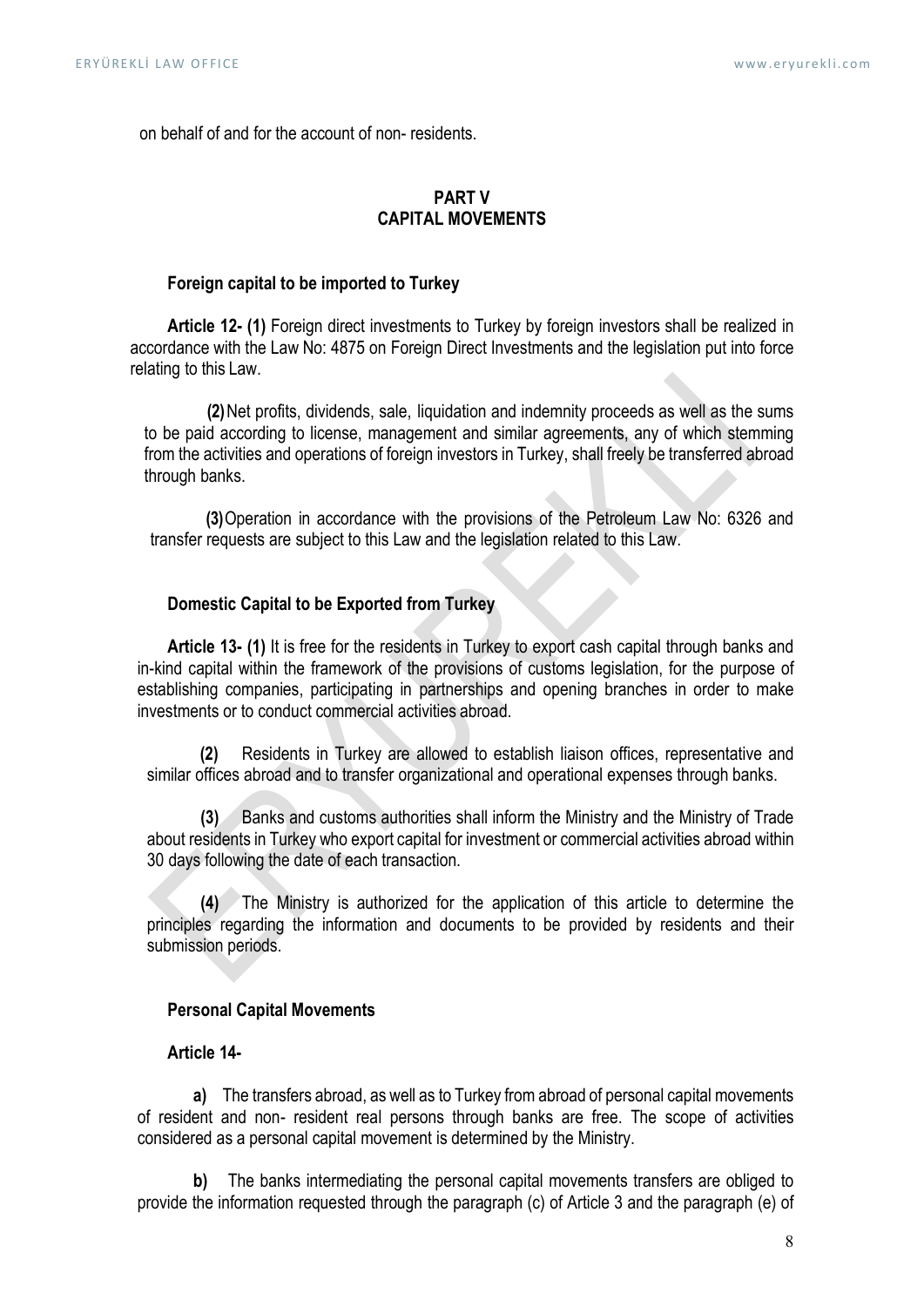on behalf of and for the account of non- residents.

## PART V
## CAPITAL MOVEMENTS

### Foreign capital to be imported to Turkey

**Article 12- (1)** Foreign direct investments to Turkey by foreign investors shall be realized in accordance with the Law No: 4875 on Foreign Direct Investments and the legislation put into force relating to this Law.

**(2)** Net profits, dividends, sale, liquidation and indemnity proceeds as well as the sums to be paid according to license, management and similar agreements, any of which stemming from the activities and operations of foreign investors in Turkey, shall freely be transferred abroad through banks.

**(3)** Operation in accordance with the provisions of the Petroleum Law No: 6326 and transfer requests are subject to this Law and the legislation related to this Law.

### Domestic Capital to be Exported from Turkey

**Article 13- (1)** It is free for the residents in Turkey to export cash capital through banks and in-kind capital within the framework of the provisions of customs legislation, for the purpose of establishing companies, participating in partnerships and opening branches in order to make investments or to conduct commercial activities abroad.

**(2)** Residents in Turkey are allowed to establish liaison offices, representative and similar offices abroad and to transfer organizational and operational expenses through banks.

**(3)** Banks and customs authorities shall inform the Ministry and the Ministry of Trade about residents in Turkey who export capital for investment or commercial activities abroad within 30 days following the date of each transaction.

**(4)** The Ministry is authorized for the application of this article to determine the principles regarding the information and documents to be provided by residents and their submission periods.

### Personal Capital Movements

**Article 14-**

**a)** The transfers abroad, as well as to Turkey from abroad of personal capital movements of resident and non- resident real persons through banks are free. The scope of activities considered as a personal capital movement is determined by the Ministry.

**b)** The banks intermediating the personal capital movements transfers are obliged to provide the information requested through the paragraph (c) of Article 3 and the paragraph (e) of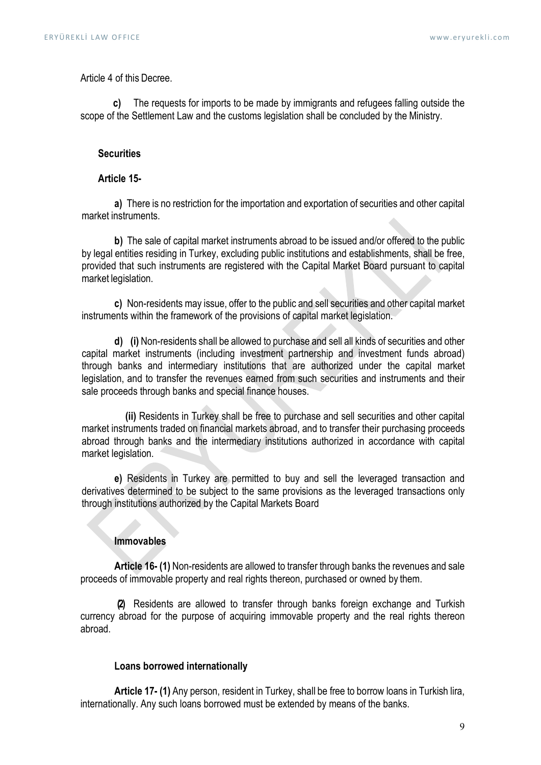Article 4 of this Decree.

**c)** The requests for imports to be made by immigrants and refugees falling outside the scope of the Settlement Law and the customs legislation shall be concluded by the Ministry.

**Securities**

**Article 15-**

**a)** There is no restriction for the importation and exportation of securities and other capital market instruments.

**b)** The sale of capital market instruments abroad to be issued and/or offered to the public by legal entities residing in Turkey, excluding public institutions and establishments, shall be free, provided that such instruments are registered with the Capital Market Board pursuant to capital market legislation.

**c)** Non-residents may issue, offer to the public and sell securities and other capital market instruments within the framework of the provisions of capital market legislation.

**d)** **(i)** Non-residents shall be allowed to purchase and sell all kinds of securities and other capital market instruments (including investment partnership and investment funds abroad) through banks and intermediary institutions that are authorized under the capital market legislation, and to transfer the revenues earned from such securities and instruments and their sale proceeds through banks and special finance houses.

**(ii)** Residents in Turkey shall be free to purchase and sell securities and other capital market instruments traded on financial markets abroad, and to transfer their purchasing proceeds abroad through banks and the intermediary institutions authorized in accordance with capital market legislation.

**e)** Residents in Turkey are permitted to buy and sell the leveraged transaction and derivatives determined to be subject to the same provisions as the leveraged transactions only through institutions authorized by the Capital Markets Board

**Immovables**

**Article 16- (1)** Non-residents are allowed to transfer through banks the revenues and sale proceeds of immovable property and real rights thereon, purchased or owned by them.

**(2)** Residents are allowed to transfer through banks foreign exchange and Turkish currency abroad for the purpose of acquiring immovable property and the real rights thereon abroad.

**Loans borrowed internationally**

**Article 17- (1)** Any person, resident in Turkey, shall be free to borrow loans in Turkish lira, internationally. Any such loans borrowed must be extended by means of the banks.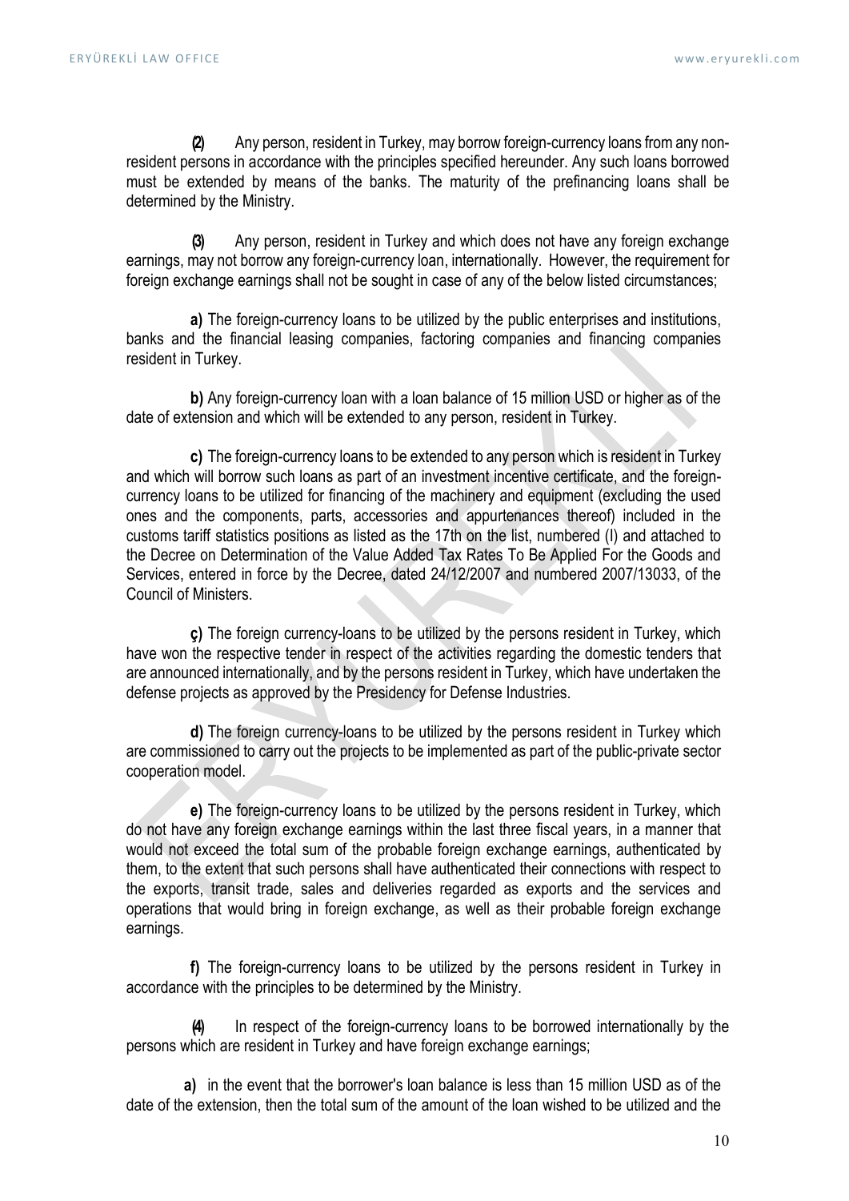**(2)** Any person, resident in Turkey, may borrow foreign-currency loans from any non-resident persons in accordance with the principles specified hereunder. Any such loans borrowed must be extended by means of the banks. The maturity of the prefinancing loans shall be determined by the Ministry.

**(3)** Any person, resident in Turkey and which does not have any foreign exchange earnings, may not borrow any foreign-currency loan, internationally. However, the requirement for foreign exchange earnings shall not be sought in case of any of the below listed circumstances;

**a)** The foreign-currency loans to be utilized by the public enterprises and institutions, banks and the financial leasing companies, factoring companies and financing companies resident in Turkey.

**b)** Any foreign-currency loan with a loan balance of 15 million USD or higher as of the date of extension and which will be extended to any person, resident in Turkey.

**c)** The foreign-currency loans to be extended to any person which is resident in Turkey and which will borrow such loans as part of an investment incentive certificate, and the foreign-currency loans to be utilized for financing of the machinery and equipment (excluding the used ones and the components, parts, accessories and appurtenances thereof) included in the customs tariff statistics positions as listed as the 17th on the list, numbered (I) and attached to the Decree on Determination of the Value Added Tax Rates To Be Applied For the Goods and Services, entered in force by the Decree, dated 24/12/2007 and numbered 2007/13033, of the Council of Ministers.

**ç)** The foreign currency-loans to be utilized by the persons resident in Turkey, which have won the respective tender in respect of the activities regarding the domestic tenders that are announced internationally, and by the persons resident in Turkey, which have undertaken the defense projects as approved by the Presidency for Defense Industries.

**d)** The foreign currency-loans to be utilized by the persons resident in Turkey which are commissioned to carry out the projects to be implemented as part of the public-private sector cooperation model.

**e)** The foreign-currency loans to be utilized by the persons resident in Turkey, which do not have any foreign exchange earnings within the last three fiscal years, in a manner that would not exceed the total sum of the probable foreign exchange earnings, authenticated by them, to the extent that such persons shall have authenticated their connections with respect to the exports, transit trade, sales and deliveries regarded as exports and the services and operations that would bring in foreign exchange, as well as their probable foreign exchange earnings.

**f)** The foreign-currency loans to be utilized by the persons resident in Turkey in accordance with the principles to be determined by the Ministry.

**(4)** In respect of the foreign-currency loans to be borrowed internationally by the persons which are resident in Turkey and have foreign exchange earnings;

**a)** in the event that the borrower's loan balance is less than 15 million USD as of the date of the extension, then the total sum of the amount of the loan wished to be utilized and the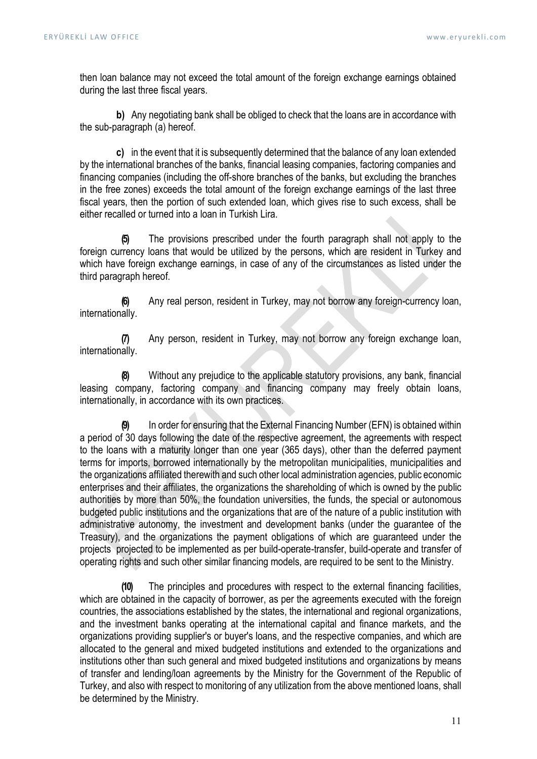then loan balance may not exceed the total amount of the foreign exchange earnings obtained during the last three fiscal years.

**b)** Any negotiating bank shall be obliged to check that the loans are in accordance with the sub-paragraph (a) hereof.

**c)** in the event that it is subsequently determined that the balance of any loan extended by the international branches of the banks, financial leasing companies, factoring companies and financing companies (including the off-shore branches of the banks, but excluding the branches in the free zones) exceeds the total amount of the foreign exchange earnings of the last three fiscal years, then the portion of such extended loan, which gives rise to such excess, shall be either recalled or turned into a loan in Turkish Lira.

**(5)** The provisions prescribed under the fourth paragraph shall not apply to the foreign currency loans that would be utilized by the persons, which are resident in Turkey and which have foreign exchange earnings, in case of any of the circumstances as listed under the third paragraph hereof.

**(6)** Any real person, resident in Turkey, may not borrow any foreign-currency loan, internationally.

**(7)** Any person, resident in Turkey, may not borrow any foreign exchange loan, internationally.

**(8)** Without any prejudice to the applicable statutory provisions, any bank, financial leasing company, factoring company and financing company may freely obtain loans, internationally, in accordance with its own practices.

**(9)** In order for ensuring that the External Financing Number (EFN) is obtained within a period of 30 days following the date of the respective agreement, the agreements with respect to the loans with a maturity longer than one year (365 days), other than the deferred payment terms for imports, borrowed internationally by the metropolitan municipalities, municipalities and the organizations affiliated therewith and such other local administration agencies, public economic enterprises and their affiliates, the organizations the shareholding of which is owned by the public authorities by more than 50%, the foundation universities, the funds, the special or autonomous budgeted public institutions and the organizations that are of the nature of a public institution with administrative autonomy, the investment and development banks (under the guarantee of the Treasury), and the organizations the payment obligations of which are guaranteed under the projects projected to be implemented as per build-operate-transfer, build-operate and transfer of operating rights and such other similar financing models, are required to be sent to the Ministry.

**(10)** The principles and procedures with respect to the external financing facilities, which are obtained in the capacity of borrower, as per the agreements executed with the foreign countries, the associations established by the states, the international and regional organizations, and the investment banks operating at the international capital and finance markets, and the organizations providing supplier's or buyer's loans, and the respective companies, and which are allocated to the general and mixed budgeted institutions and extended to the organizations and institutions other than such general and mixed budgeted institutions and organizations by means of transfer and lending/loan agreements by the Ministry for the Government of the Republic of Turkey, and also with respect to monitoring of any utilization from the above mentioned loans, shall be determined by the Ministry.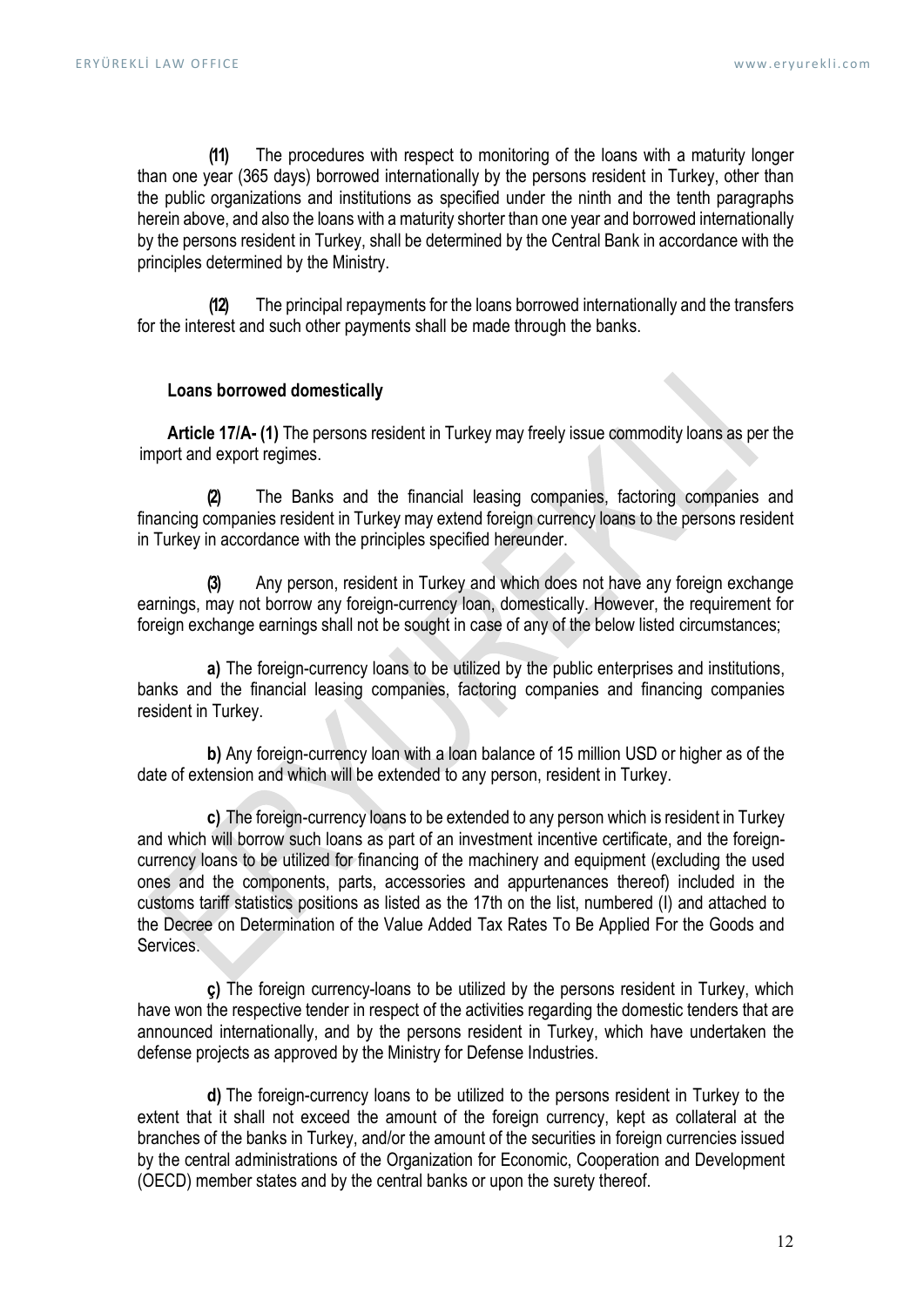**(11)** The procedures with respect to monitoring of the loans with a maturity longer than one year (365 days) borrowed internationally by the persons resident in Turkey, other than the public organizations and institutions as specified under the ninth and the tenth paragraphs herein above, and also the loans with a maturity shorter than one year and borrowed internationally by the persons resident in Turkey, shall be determined by the Central Bank in accordance with the principles determined by the Ministry.

**(12)** The principal repayments for the loans borrowed internationally and the transfers for the interest and such other payments shall be made through the banks.

**Loans borrowed domestically**

**Article 17/A- (1)** The persons resident in Turkey may freely issue commodity loans as per the import and export regimes.

**(2)** The Banks and the financial leasing companies, factoring companies and financing companies resident in Turkey may extend foreign currency loans to the persons resident in Turkey in accordance with the principles specified hereunder.

**(3)** Any person, resident in Turkey and which does not have any foreign exchange earnings, may not borrow any foreign-currency loan, domestically. However, the requirement for foreign exchange earnings shall not be sought in case of any of the below listed circumstances;

**a)** The foreign-currency loans to be utilized by the public enterprises and institutions, banks and the financial leasing companies, factoring companies and financing companies resident in Turkey.

**b)** Any foreign-currency loan with a loan balance of 15 million USD or higher as of the date of extension and which will be extended to any person, resident in Turkey.

**c)** The foreign-currency loans to be extended to any person which is resident in Turkey and which will borrow such loans as part of an investment incentive certificate, and the foreign-currency loans to be utilized for financing of the machinery and equipment (excluding the used ones and the components, parts, accessories and appurtenances thereof) included in the customs tariff statistics positions as listed as the 17th on the list, numbered (I) and attached to the Decree on Determination of the Value Added Tax Rates To Be Applied For the Goods and Services.

**ç)** The foreign currency-loans to be utilized by the persons resident in Turkey, which have won the respective tender in respect of the activities regarding the domestic tenders that are announced internationally, and by the persons resident in Turkey, which have undertaken the defense projects as approved by the Ministry for Defense Industries.

**d)** The foreign-currency loans to be utilized to the persons resident in Turkey to the extent that it shall not exceed the amount of the foreign currency, kept as collateral at the branches of the banks in Turkey, and/or the amount of the securities in foreign currencies issued by the central administrations of the Organization for Economic, Cooperation and Development (OECD) member states and by the central banks or upon the surety thereof.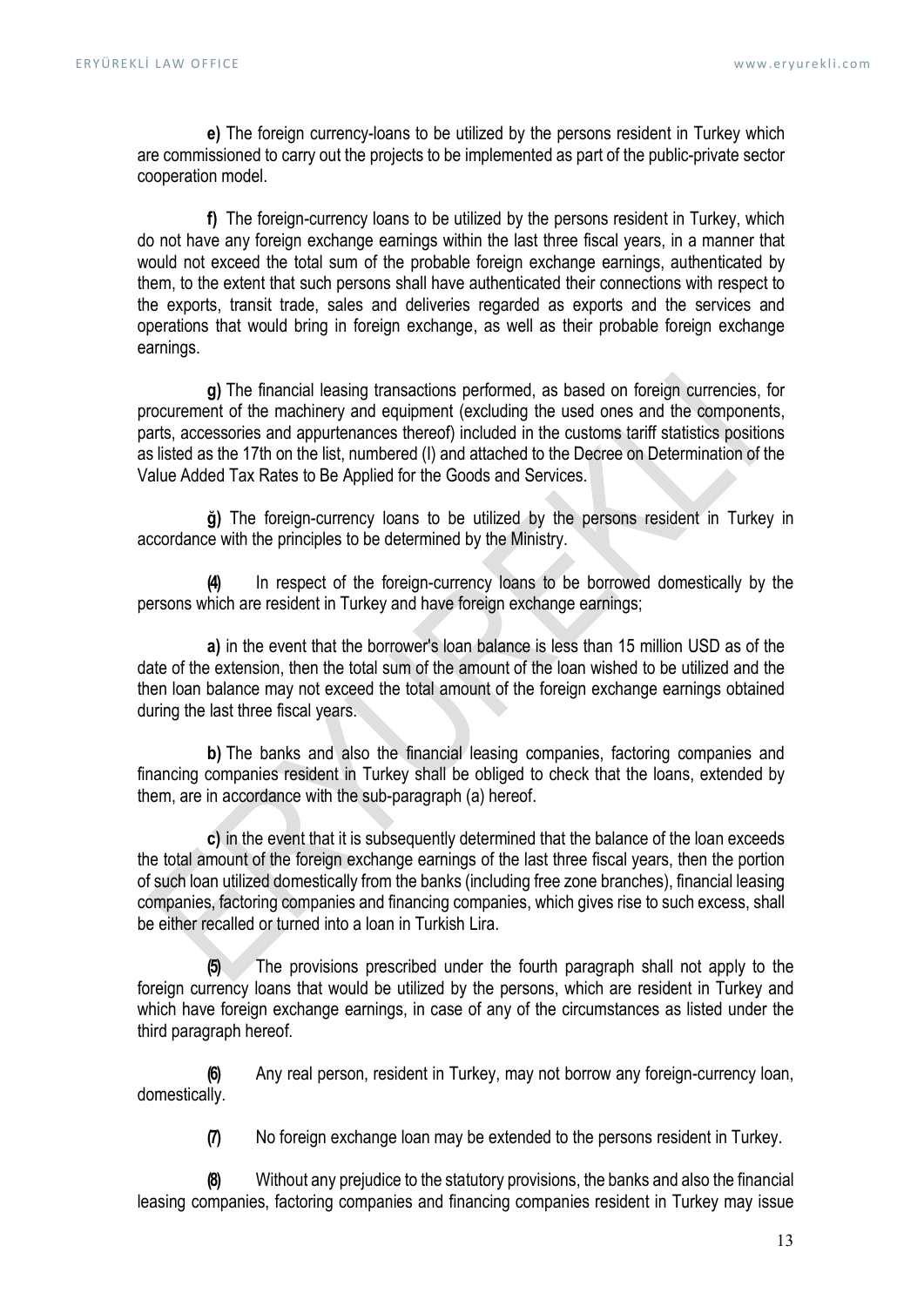**e)** The foreign currency-loans to be utilized by the persons resident in Turkey which are commissioned to carry out the projects to be implemented as part of the public-private sector cooperation model.

**f)** The foreign-currency loans to be utilized by the persons resident in Turkey, which do not have any foreign exchange earnings within the last three fiscal years, in a manner that would not exceed the total sum of the probable foreign exchange earnings, authenticated by them, to the extent that such persons shall have authenticated their connections with respect to the exports, transit trade, sales and deliveries regarded as exports and the services and operations that would bring in foreign exchange, as well as their probable foreign exchange earnings.

**g)** The financial leasing transactions performed, as based on foreign currencies, for procurement of the machinery and equipment (excluding the used ones and the components, parts, accessories and appurtenances thereof) included in the customs tariff statistics positions as listed as the 17th on the list, numbered (I) and attached to the Decree on Determination of the Value Added Tax Rates to Be Applied for the Goods and Services.

**ğ)** The foreign-currency loans to be utilized by the persons resident in Turkey in accordance with the principles to be determined by the Ministry.

**(4)** In respect of the foreign-currency loans to be borrowed domestically by the persons which are resident in Turkey and have foreign exchange earnings;

**a)** in the event that the borrower's loan balance is less than 15 million USD as of the date of the extension, then the total sum of the amount of the loan wished to be utilized and the then loan balance may not exceed the total amount of the foreign exchange earnings obtained during the last three fiscal years.

**b)** The banks and also the financial leasing companies, factoring companies and financing companies resident in Turkey shall be obliged to check that the loans, extended by them, are in accordance with the sub-paragraph (a) hereof.

**c)** in the event that it is subsequently determined that the balance of the loan exceeds the total amount of the foreign exchange earnings of the last three fiscal years, then the portion of such loan utilized domestically from the banks (including free zone branches), financial leasing companies, factoring companies and financing companies, which gives rise to such excess, shall be either recalled or turned into a loan in Turkish Lira.

**(5)** The provisions prescribed under the fourth paragraph shall not apply to the foreign currency loans that would be utilized by the persons, which are resident in Turkey and which have foreign exchange earnings, in case of any of the circumstances as listed under the third paragraph hereof.

**(6)** Any real person, resident in Turkey, may not borrow any foreign-currency loan, domestically.

**(7)** No foreign exchange loan may be extended to the persons resident in Turkey.

**(8)** Without any prejudice to the statutory provisions, the banks and also the financial leasing companies, factoring companies and financing companies resident in Turkey may issue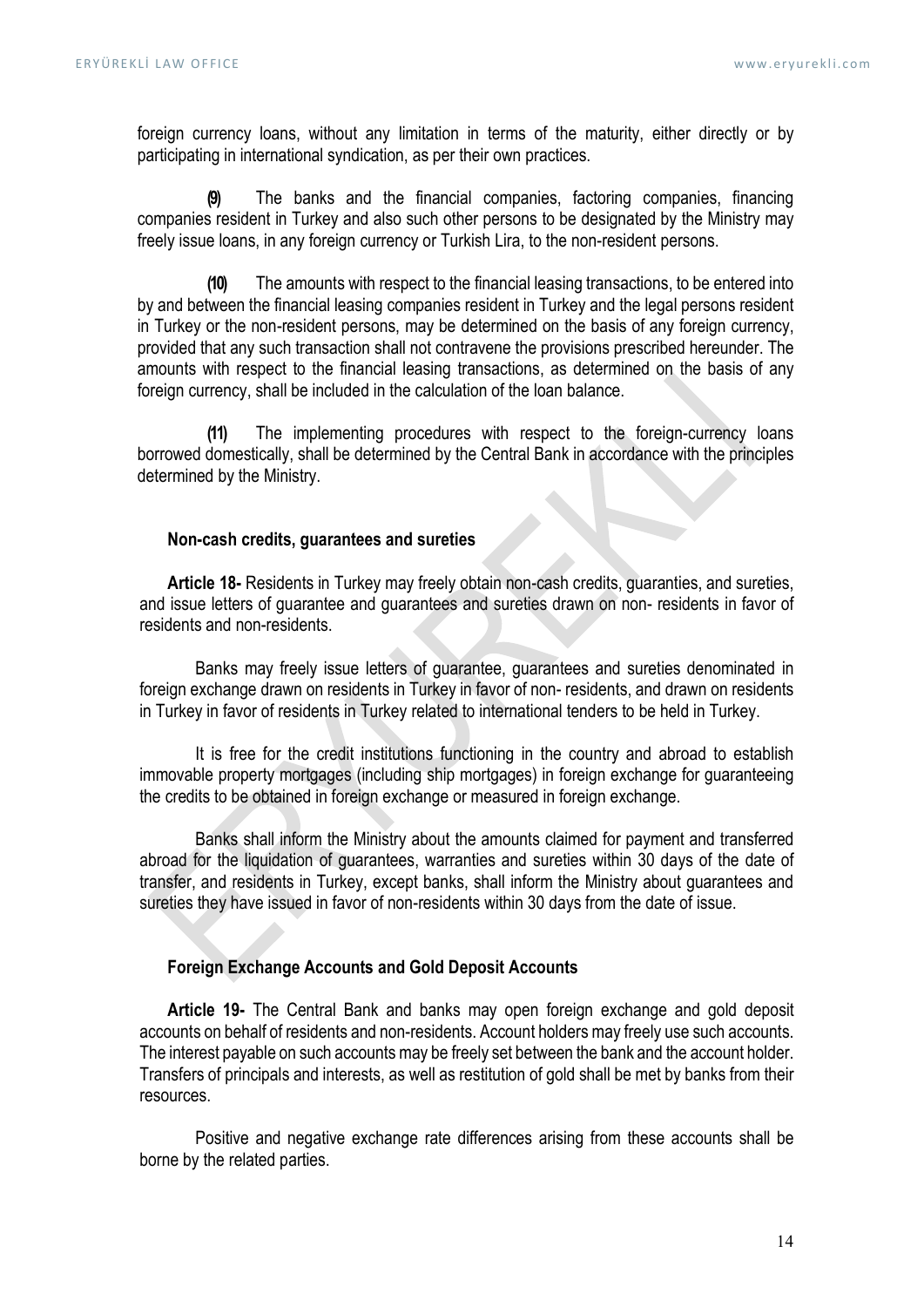foreign currency loans, without any limitation in terms of the maturity, either directly or by participating in international syndication, as per their own practices.

**(9)** The banks and the financial companies, factoring companies, financing companies resident in Turkey and also such other persons to be designated by the Ministry may freely issue loans, in any foreign currency or Turkish Lira, to the non-resident persons.

**(10)** The amounts with respect to the financial leasing transactions, to be entered into by and between the financial leasing companies resident in Turkey and the legal persons resident in Turkey or the non-resident persons, may be determined on the basis of any foreign currency, provided that any such transaction shall not contravene the provisions prescribed hereunder. The amounts with respect to the financial leasing transactions, as determined on the basis of any foreign currency, shall be included in the calculation of the loan balance.

**(11)** The implementing procedures with respect to the foreign-currency loans borrowed domestically, shall be determined by the Central Bank in accordance with the principles determined by the Ministry.

**Non-cash credits, guarantees and sureties**

**Article 18-** Residents in Turkey may freely obtain non-cash credits, guaranties, and sureties, and issue letters of guarantee and guarantees and sureties drawn on non- residents in favor of residents and non-residents.

Banks may freely issue letters of guarantee, guarantees and sureties denominated in foreign exchange drawn on residents in Turkey in favor of non- residents, and drawn on residents in Turkey in favor of residents in Turkey related to international tenders to be held in Turkey.

It is free for the credit institutions functioning in the country and abroad to establish immovable property mortgages (including ship mortgages) in foreign exchange for guaranteeing the credits to be obtained in foreign exchange or measured in foreign exchange.

Banks shall inform the Ministry about the amounts claimed for payment and transferred abroad for the liquidation of guarantees, warranties and sureties within 30 days of the date of transfer, and residents in Turkey, except banks, shall inform the Ministry about guarantees and sureties they have issued in favor of non-residents within 30 days from the date of issue.

**Foreign Exchange Accounts and Gold Deposit Accounts**

**Article 19-** The Central Bank and banks may open foreign exchange and gold deposit accounts on behalf of residents and non-residents. Account holders may freely use such accounts. The interest payable on such accounts may be freely set between the bank and the account holder. Transfers of principals and interests, as well as restitution of gold shall be met by banks from their resources.

Positive and negative exchange rate differences arising from these accounts shall be borne by the related parties.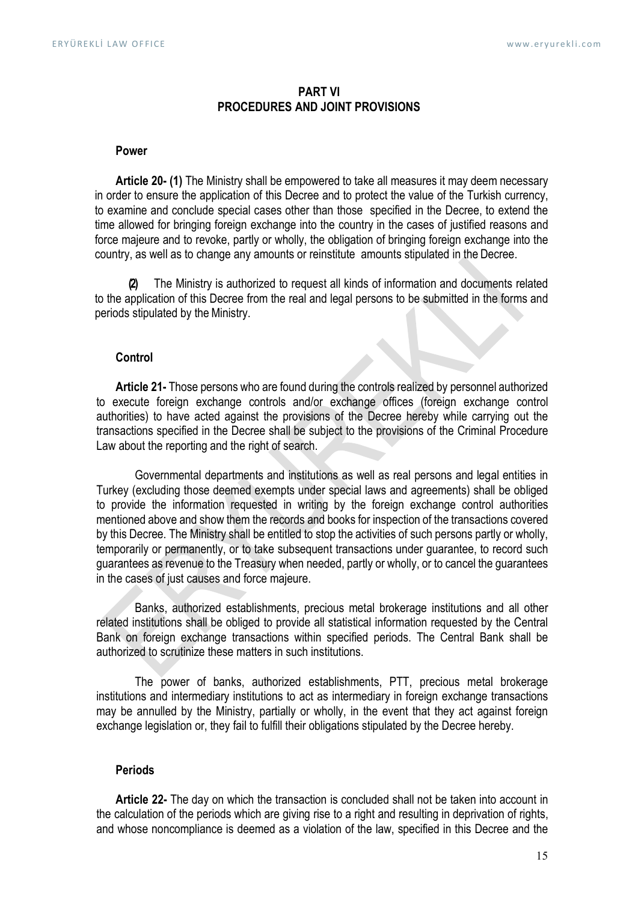## PART VI
## PROCEDURES AND JOINT PROVISIONS

### Power

**Article 20- (1)** The Ministry shall be empowered to take all measures it may deem necessary in order to ensure the application of this Decree and to protect the value of the Turkish currency, to examine and conclude special cases other than those specified in the Decree, to extend the time allowed for bringing foreign exchange into the country in the cases of justified reasons and force majeure and to revoke, partly or wholly, the obligation of bringing foreign exchange into the country, as well as to change any amounts or reinstitute amounts stipulated in the Decree.

**(2)** The Ministry is authorized to request all kinds of information and documents related to the application of this Decree from the real and legal persons to be submitted in the forms and periods stipulated by the Ministry.

### Control

**Article 21-** Those persons who are found during the controls realized by personnel authorized to execute foreign exchange controls and/or exchange offices (foreign exchange control authorities) to have acted against the provisions of the Decree hereby while carrying out the transactions specified in the Decree shall be subject to the provisions of the Criminal Procedure Law about the reporting and the right of search.

Governmental departments and institutions as well as real persons and legal entities in Turkey (excluding those deemed exempts under special laws and agreements) shall be obliged to provide the information requested in writing by the foreign exchange control authorities mentioned above and show them the records and books for inspection of the transactions covered by this Decree. The Ministry shall be entitled to stop the activities of such persons partly or wholly, temporarily or permanently, or to take subsequent transactions under guarantee, to record such guarantees as revenue to the Treasury when needed, partly or wholly, or to cancel the guarantees in the cases of just causes and force majeure.

Banks, authorized establishments, precious metal brokerage institutions and all other related institutions shall be obliged to provide all statistical information requested by the Central Bank on foreign exchange transactions within specified periods. The Central Bank shall be authorized to scrutinize these matters in such institutions.

The power of banks, authorized establishments, PTT, precious metal brokerage institutions and intermediary institutions to act as intermediary in foreign exchange transactions may be annulled by the Ministry, partially or wholly, in the event that they act against foreign exchange legislation or, they fail to fulfill their obligations stipulated by the Decree hereby.

### Periods

**Article 22-** The day on which the transaction is concluded shall not be taken into account in the calculation of the periods which are giving rise to a right and resulting in deprivation of rights, and whose noncompliance is deemed as a violation of the law, specified in this Decree and the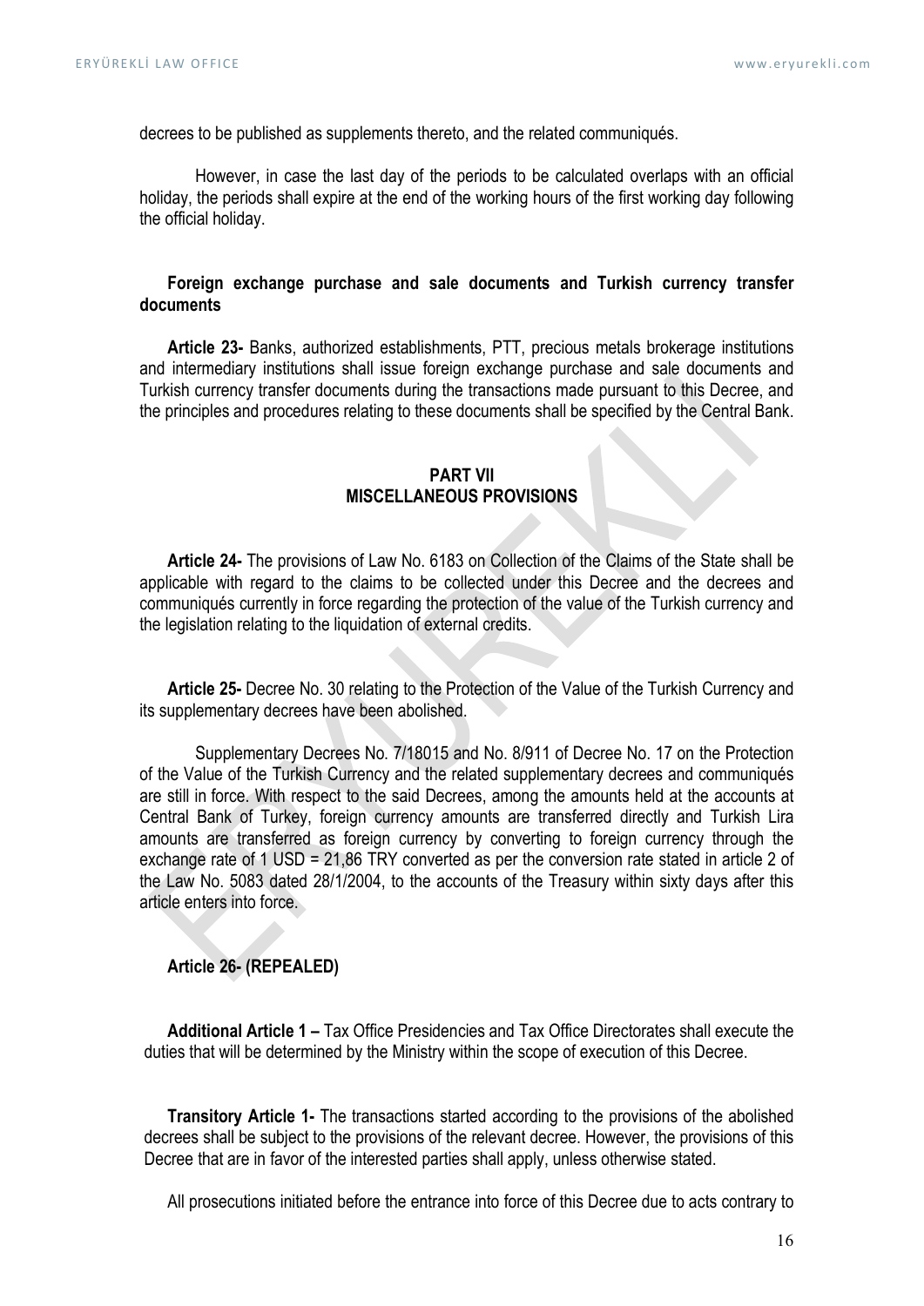decrees to be published as supplements thereto, and the related communiqués.

However, in case the last day of the periods to be calculated overlaps with an official holiday, the periods shall expire at the end of the working hours of the first working day following the official holiday.

**Foreign exchange purchase and sale documents and Turkish currency transfer documents**

**Article 23-** Banks, authorized establishments, PTT, precious metals brokerage institutions and intermediary institutions shall issue foreign exchange purchase and sale documents and Turkish currency transfer documents during the transactions made pursuant to this Decree, and the principles and procedures relating to these documents shall be specified by the Central Bank.

## PART VII
## MISCELLANEOUS PROVISIONS

**Article 24-** The provisions of Law No. 6183 on Collection of the Claims of the State shall be applicable with regard to the claims to be collected under this Decree and the decrees and communiqués currently in force regarding the protection of the value of the Turkish currency and the legislation relating to the liquidation of external credits.

**Article 25-** Decree No. 30 relating to the Protection of the Value of the Turkish Currency and its supplementary decrees have been abolished.

Supplementary Decrees No. 7/18015 and No. 8/911 of Decree No. 17 on the Protection of the Value of the Turkish Currency and the related supplementary decrees and communiqués are still in force. With respect to the said Decrees, among the amounts held at the accounts at Central Bank of Turkey, foreign currency amounts are transferred directly and Turkish Lira amounts are transferred as foreign currency by converting to foreign currency through the exchange rate of 1 USD = 21,86 TRY converted as per the conversion rate stated in article 2 of the Law No. 5083 dated 28/1/2004, to the accounts of the Treasury within sixty days after this article enters into force.

**Article 26- (REPEALED)**

**Additional Article 1 –** Tax Office Presidencies and Tax Office Directorates shall execute the duties that will be determined by the Ministry within the scope of execution of this Decree.

**Transitory Article 1-** The transactions started according to the provisions of the abolished decrees shall be subject to the provisions of the relevant decree. However, the provisions of this Decree that are in favor of the interested parties shall apply, unless otherwise stated.

All prosecutions initiated before the entrance into force of this Decree due to acts contrary to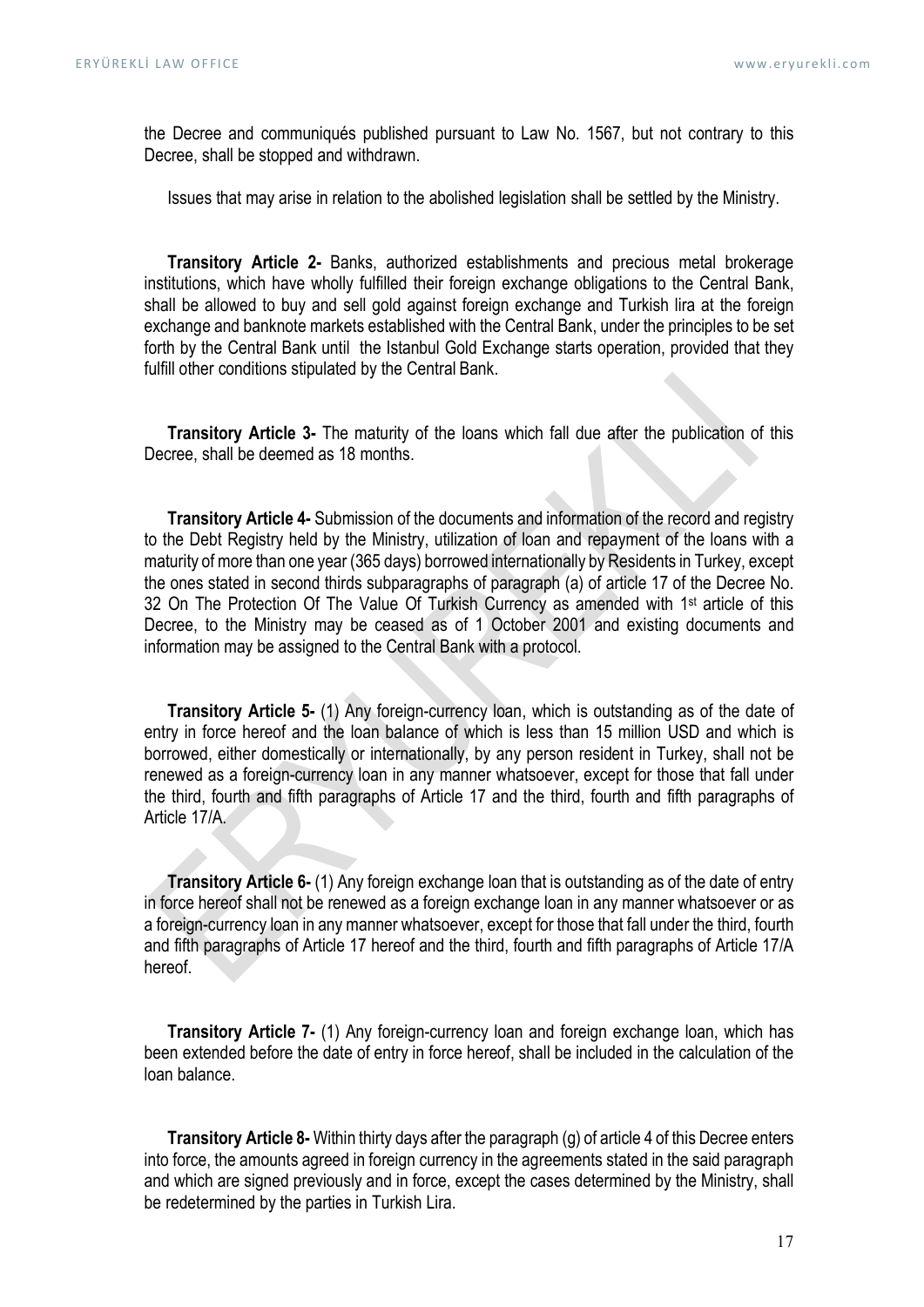the Decree and communiqués published pursuant to Law No. 1567, but not contrary to this Decree, shall be stopped and withdrawn.

Issues that may arise in relation to the abolished legislation shall be settled by the Ministry.

**Transitory Article 2-** Banks, authorized establishments and precious metal brokerage institutions, which have wholly fulfilled their foreign exchange obligations to the Central Bank, shall be allowed to buy and sell gold against foreign exchange and Turkish lira at the foreign exchange and banknote markets established with the Central Bank, under the principles to be set forth by the Central Bank until the Istanbul Gold Exchange starts operation, provided that they fulfill other conditions stipulated by the Central Bank.

**Transitory Article 3-** The maturity of the loans which fall due after the publication of this Decree, shall be deemed as 18 months.

**Transitory Article 4-** Submission of the documents and information of the record and registry to the Debt Registry held by the Ministry, utilization of loan and repayment of the loans with a maturity of more than one year (365 days) borrowed internationally by Residents in Turkey, except the ones stated in second thirds subparagraphs of paragraph (a) of article 17 of the Decree No. 32 On The Protection Of The Value Of Turkish Currency as amended with 1st article of this Decree, to the Ministry may be ceased as of 1 October 2001 and existing documents and information may be assigned to the Central Bank with a protocol.

**Transitory Article 5-** (1) Any foreign-currency loan, which is outstanding as of the date of entry in force hereof and the loan balance of which is less than 15 million USD and which is borrowed, either domestically or internationally, by any person resident in Turkey, shall not be renewed as a foreign-currency loan in any manner whatsoever, except for those that fall under the third, fourth and fifth paragraphs of Article 17 and the third, fourth and fifth paragraphs of Article 17/A.

**Transitory Article 6-** (1) Any foreign exchange loan that is outstanding as of the date of entry in force hereof shall not be renewed as a foreign exchange loan in any manner whatsoever or as a foreign-currency loan in any manner whatsoever, except for those that fall under the third, fourth and fifth paragraphs of Article 17 hereof and the third, fourth and fifth paragraphs of Article 17/A hereof.

**Transitory Article 7-** (1) Any foreign-currency loan and foreign exchange loan, which has been extended before the date of entry in force hereof, shall be included in the calculation of the loan balance.

**Transitory Article 8-** Within thirty days after the paragraph (g) of article 4 of this Decree enters into force, the amounts agreed in foreign currency in the agreements stated in the said paragraph and which are signed previously and in force, except the cases determined by the Ministry, shall be redetermined by the parties in Turkish Lira.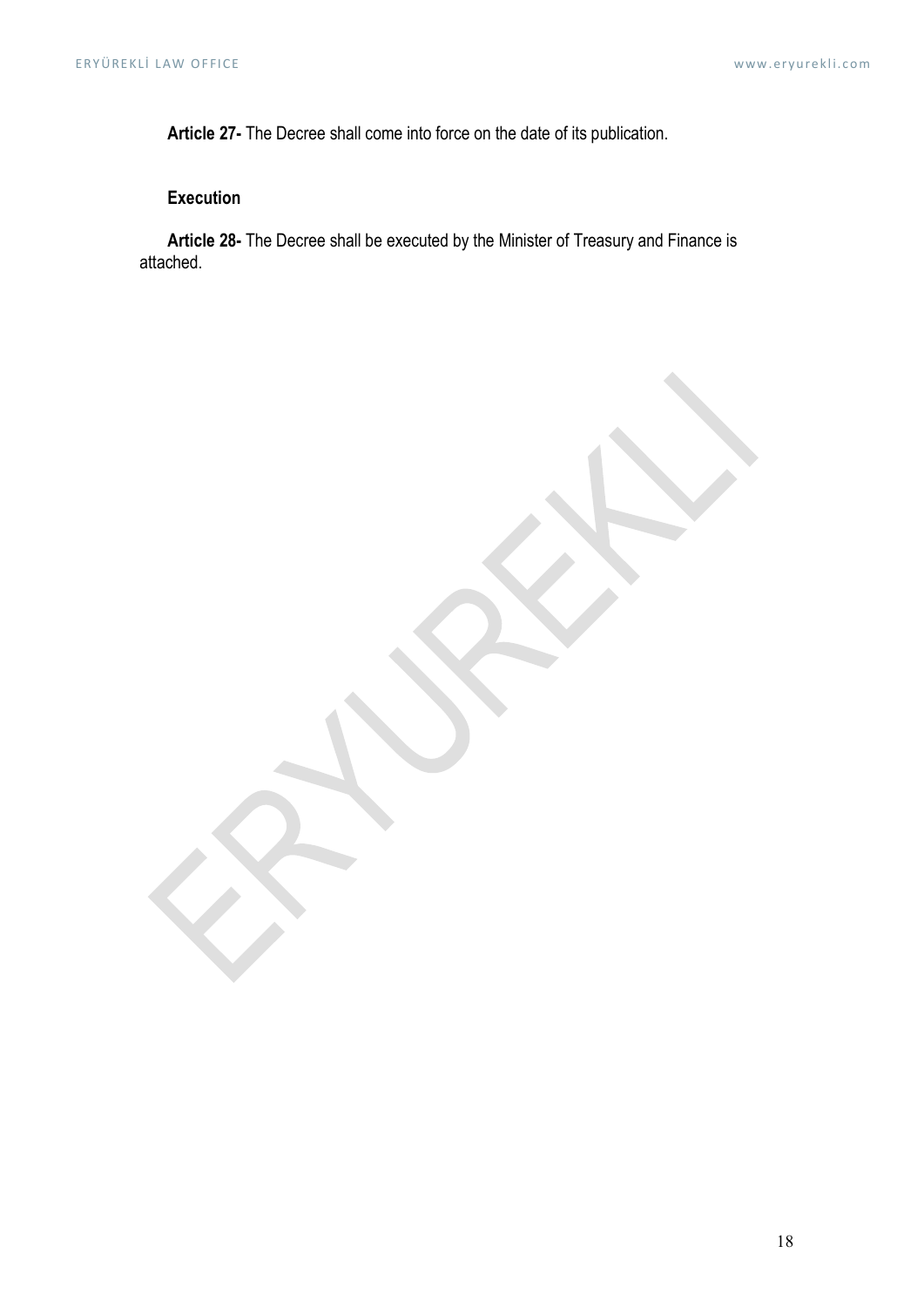**Article 27-** The Decree shall come into force on the date of its publication.

**Execution**

**Article 28-** The Decree shall be executed by the Minister of Treasury and Finance is attached.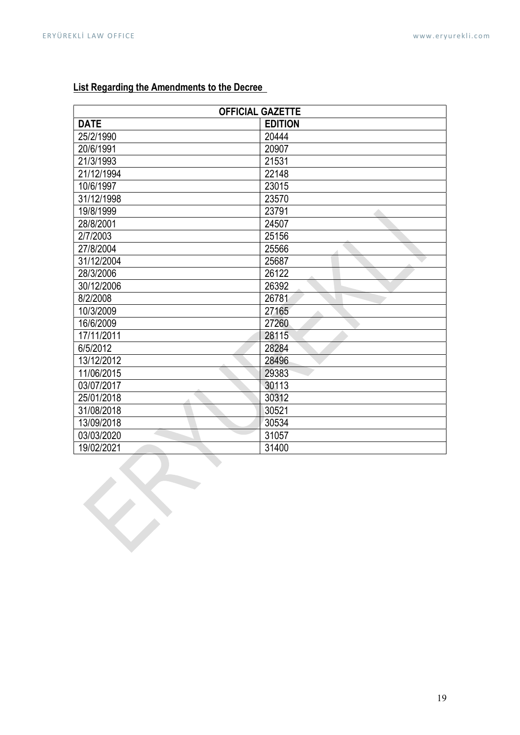**List Regarding the Amendments to the Decree**

| OFFICIAL GAZETTE | |
|---|---|
| **DATE** | **EDITION** |
| 25/2/1990 | 20444 |
| 20/6/1991 | 20907 |
| 21/3/1993 | 21531 |
| 21/12/1994 | 22148 |
| 10/6/1997 | 23015 |
| 31/12/1998 | 23570 |
| 19/8/1999 | 23791 |
| 28/8/2001 | 24507 |
| 2/7/2003 | 25156 |
| 27/8/2004 | 25566 |
| 31/12/2004 | 25687 |
| 28/3/2006 | 26122 |
| 30/12/2006 | 26392 |
| 8/2/2008 | 26781 |
| 10/3/2009 | 27165 |
| 16/6/2009 | 27260 |
| 17/11/2011 | 28115 |
| 6/5/2012 | 28284 |
| 13/12/2012 | 28496 |
| 11/06/2015 | 29383 |
| 03/07/2017 | 30113 |
| 25/01/2018 | 30312 |
| 31/08/2018 | 30521 |
| 13/09/2018 | 30534 |
| 03/03/2020 | 31057 |
| 19/02/2021 | 31400 |